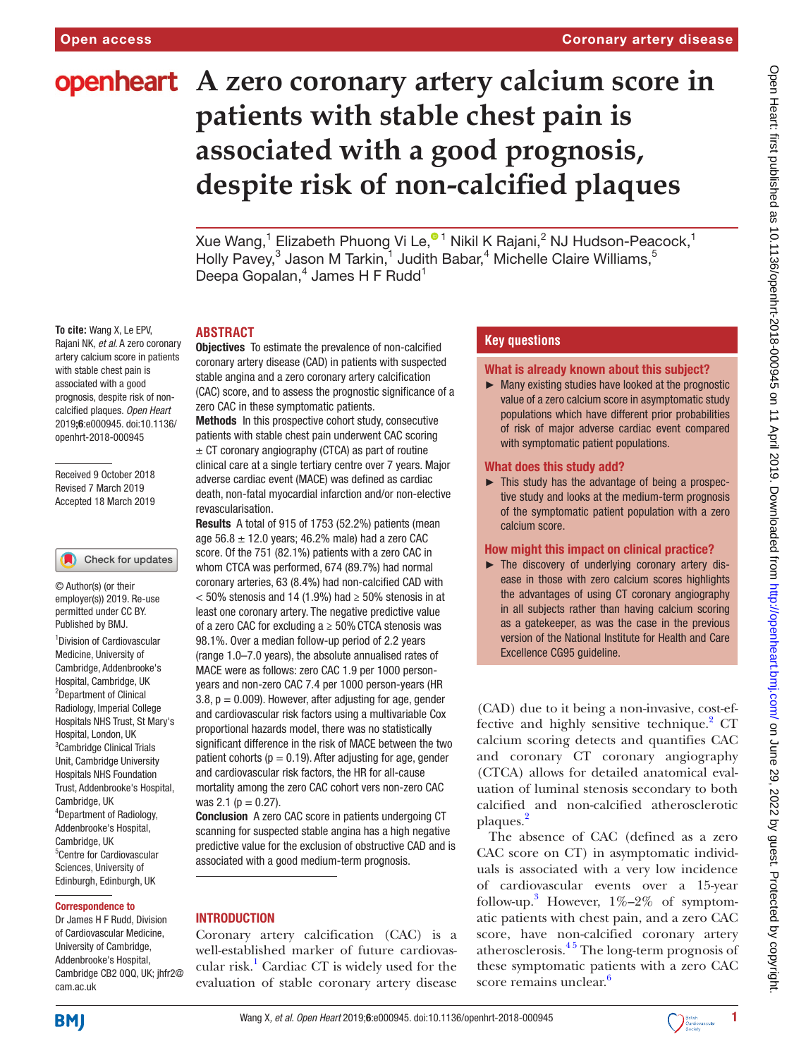# A zero coronary artery calcium score in patients with stable chest pain is associated with a good prognosis, despite risk of non-calcified plaques

Xue Wang,[1] Elizabeth Phuong Vi Le,[1] Nikil K Rajani,[2] NJ Hudson-Peacock,[1] Holly Pavey,[3] Jason M Tarkin,[1] Judith Babar,[4] Michelle Claire Williams,[5] Deepa Gopalan,[4] James H F Rudd[1]

**To cite:** Wang X, Le EPV, Rajani NK, *et al*. A zero coronary artery calcium score in patients with stable chest pain is associated with a good prognosis, despite risk of non-calcified plaques. *Open Heart* 2019;**6**:e000945. doi:10.1136/openhrt-2018-000945

Received 9 October 2018
Revised 7 March 2019
Accepted 18 March 2019

© Author(s) (or their employer(s)) 2019. Re-use permitted under CC BY. Published by BMJ.

[1]Division of Cardiovascular Medicine, University of Cambridge, Addenbrooke's Hospital, Cambridge, UK
[2]Department of Clinical Radiology, Imperial College Hospitals NHS Trust, St Mary's Hospital, London, UK
[3]Cambridge Clinical Trials Unit, Cambridge University Hospitals NHS Foundation Trust, Addenbrooke's Hospital, Cambridge, UK
[4]Department of Radiology, Addenbrooke's Hospital, Cambridge, UK
[5]Centre for Cardiovascular Sciences, University of Edinburgh, Edinburgh, UK

**Correspondence to**
Dr James H F Rudd, Division of Cardiovascular Medicine, University of Cambridge, Addenbrooke's Hospital, Cambridge CB2 0QQ, UK; jhfr2@cam.ac.uk

## ABSTRACT

**Objectives** To estimate the prevalence of non-calcified coronary artery disease (CAD) in patients with suspected stable angina and a zero coronary artery calcification (CAC) score, and to assess the prognostic significance of a zero CAC in these symptomatic patients.

**Methods** In this prospective cohort study, consecutive patients with stable chest pain underwent CAC scoring ± CT coronary angiography (CTCA) as part of routine clinical care at a single tertiary centre over 7 years. Major adverse cardiac event (MACE) was defined as cardiac death, non-fatal myocardial infarction and/or non-elective revascularisation.

**Results** A total of 915 of 1753 (52.2%) patients (mean age 56.8 ± 12.0 years; 46.2% male) had a zero CAC score. Of the 751 (82.1%) patients with a zero CAC in whom CTCA was performed, 674 (89.7%) had normal coronary arteries, 63 (8.4%) had non-calcified CAD with < 50% stenosis and 14 (1.9%) had ≥ 50% stenosis in at least one coronary artery. The negative predictive value of a zero CAC for excluding a ≥ 50% CTCA stenosis was 98.1%. Over a median follow-up period of 2.2 years (range 1.0–7.0 years), the absolute annualised rates of MACE were as follows: zero CAC 1.9 per 1000 person-years and non-zero CAC 7.4 per 1000 person-years (HR 3.8, p = 0.009). However, after adjusting for age, gender and cardiovascular risk factors using a multivariable Cox proportional hazards model, there was no statistically significant difference in the risk of MACE between the two patient cohorts (p = 0.19). After adjusting for age, gender and cardiovascular risk factors, the HR for all-cause mortality among the zero CAC cohort vers non-zero CAC was 2.1 (p = 0.27).

**Conclusion** A zero CAC score in patients undergoing CT scanning for suspected stable angina has a high negative predictive value for the exclusion of obstructive CAD and is associated with a good medium-term prognosis.

## Key questions

**What is already known about this subject?**

- Many existing studies have looked at the prognostic value of a zero calcium score in asymptomatic study populations which have different prior probabilities of risk of major adverse cardiac event compared with symptomatic patient populations.

**What does this study add?**

- This study has the advantage of being a prospective study and looks at the medium-term prognosis of the symptomatic patient population with a zero calcium score.

**How might this impact on clinical practice?**

- The discovery of underlying coronary artery disease in those with zero calcium scores highlights the advantages of using CT coronary angiography in all subjects rather than having calcium scoring as a gatekeeper, as was the case in the previous version of the National Institute for Health and Care Excellence CG95 guideline.

## INTRODUCTION

Coronary artery calcification (CAC) is a well-established marker of future cardiovascular risk.[1] Cardiac CT is widely used for the evaluation of stable coronary artery disease (CAD) due to it being a non-invasive, cost-effective and highly sensitive technique.[2] CT calcium scoring detects and quantifies CAC and coronary CT coronary angiography (CTCA) allows for detailed anatomical evaluation of luminal stenosis secondary to both calcified and non-calcified atherosclerotic plaques.[2]

The absence of CAC (defined as a zero CAC score on CT) in asymptomatic individuals is associated with a very low incidence of cardiovascular events over a 15-year follow-up.[3] However, 1%–2% of symptomatic patients with chest pain, and a zero CAC score, have non-calcified coronary artery atherosclerosis.[4,5] The long-term prognosis of these symptomatic patients with a zero CAC score remains unclear.[6]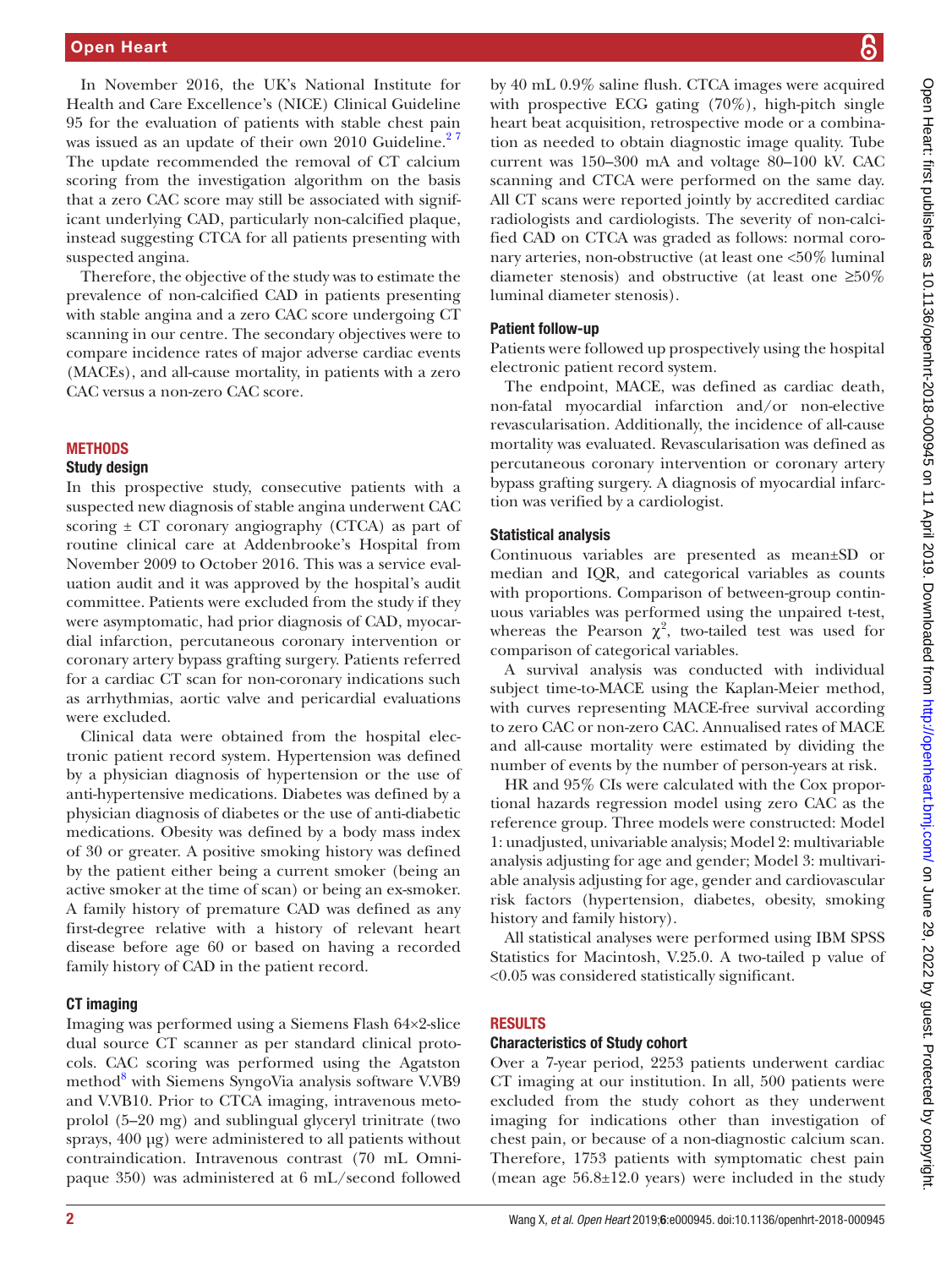In November 2016, the UK's National Institute for Health and Care Excellence's (NICE) Clinical Guideline 95 for the evaluation of patients with stable chest pain was issued as an update of their own 2010 Guideline.[2,7] The update recommended the removal of CT calcium scoring from the investigation algorithm on the basis that a zero CAC score may still be associated with significant underlying CAD, particularly non-calcified plaque, instead suggesting CTCA for all patients presenting with suspected angina.

Therefore, the objective of the study was to estimate the prevalence of non-calcified CAD in patients presenting with stable angina and a zero CAC score undergoing CT scanning in our centre. The secondary objectives were to compare incidence rates of major adverse cardiac events (MACEs), and all-cause mortality, in patients with a zero CAC versus a non-zero CAC score.

## METHODS

### Study design

In this prospective study, consecutive patients with a suspected new diagnosis of stable angina underwent CAC scoring ± CT coronary angiography (CTCA) as part of routine clinical care at Addenbrooke's Hospital from November 2009 to October 2016. This was a service evaluation audit and it was approved by the hospital's audit committee. Patients were excluded from the study if they were asymptomatic, had prior diagnosis of CAD, myocardial infarction, percutaneous coronary intervention or coronary artery bypass grafting surgery. Patients referred for a cardiac CT scan for non-coronary indications such as arrhythmias, aortic valve and pericardial evaluations were excluded.

Clinical data were obtained from the hospital electronic patient record system. Hypertension was defined by a physician diagnosis of hypertension or the use of anti-hypertensive medications. Diabetes was defined by a physician diagnosis of diabetes or the use of anti-diabetic medications. Obesity was defined by a body mass index of 30 or greater. A positive smoking history was defined by the patient either being a current smoker (being an active smoker at the time of scan) or being an ex-smoker. A family history of premature CAD was defined as any first-degree relative with a history of relevant heart disease before age 60 or based on having a recorded family history of CAD in the patient record.

### CT imaging

Imaging was performed using a Siemens Flash 64×2-slice dual source CT scanner as per standard clinical protocols. CAC scoring was performed using the Agatston method[8] with Siemens SyngoVia analysis software V.VB9 and V.VB10. Prior to CTCA imaging, intravenous metoprolol (5–20 mg) and sublingual glyceryl trinitrate (two sprays, 400 µg) were administered to all patients without contraindication. Intravenous contrast (70 mL Omnipaque 350) was administered at 6 mL/second followed by 40 mL 0.9% saline flush. CTCA images were acquired with prospective ECG gating (70%), high-pitch single heart beat acquisition, retrospective mode or a combination as needed to obtain diagnostic image quality. Tube current was 150–300 mA and voltage 80–100 kV. CAC scanning and CTCA were performed on the same day. All CT scans were reported jointly by accredited cardiac radiologists and cardiologists. The severity of non-calcified CAD on CTCA was graded as follows: normal coronary arteries, non-obstructive (at least one <50% luminal diameter stenosis) and obstructive (at least one ≥50% luminal diameter stenosis).

### Patient follow-up

Patients were followed up prospectively using the hospital electronic patient record system.

The endpoint, MACE, was defined as cardiac death, non-fatal myocardial infarction and/or non-elective revascularisation. Additionally, the incidence of all-cause mortality was evaluated. Revascularisation was defined as percutaneous coronary intervention or coronary artery bypass grafting surgery. A diagnosis of myocardial infarction was verified by a cardiologist.

### Statistical analysis

Continuous variables are presented as mean±SD or median and IQR, and categorical variables as counts with proportions. Comparison of between-group continuous variables was performed using the unpaired t-test, whereas the Pearson $\chi^2$, two-tailed test was used for comparison of categorical variables.

A survival analysis was conducted with individual subject time-to-MACE using the Kaplan-Meier method, with curves representing MACE-free survival according to zero CAC or non-zero CAC. Annualised rates of MACE and all-cause mortality were estimated by dividing the number of events by the number of person-years at risk.

HR and 95% CIs were calculated with the Cox proportional hazards regression model using zero CAC as the reference group. Three models were constructed: Model 1: unadjusted, univariable analysis; Model 2: multivariable analysis adjusting for age and gender; Model 3: multivariable analysis adjusting for age, gender and cardiovascular risk factors (hypertension, diabetes, obesity, smoking history and family history).

All statistical analyses were performed using IBM SPSS Statistics for Macintosh, V.25.0. A two-tailed p value of <0.05 was considered statistically significant.

## RESULTS

### Characteristics of Study cohort

Over a 7-year period, 2253 patients underwent cardiac CT imaging at our institution. In all, 500 patients were excluded from the study cohort as they underwent imaging for indications other than investigation of chest pain, or because of a non-diagnostic calcium scan. Therefore, 1753 patients with symptomatic chest pain (mean age 56.8±12.0 years) were included in the study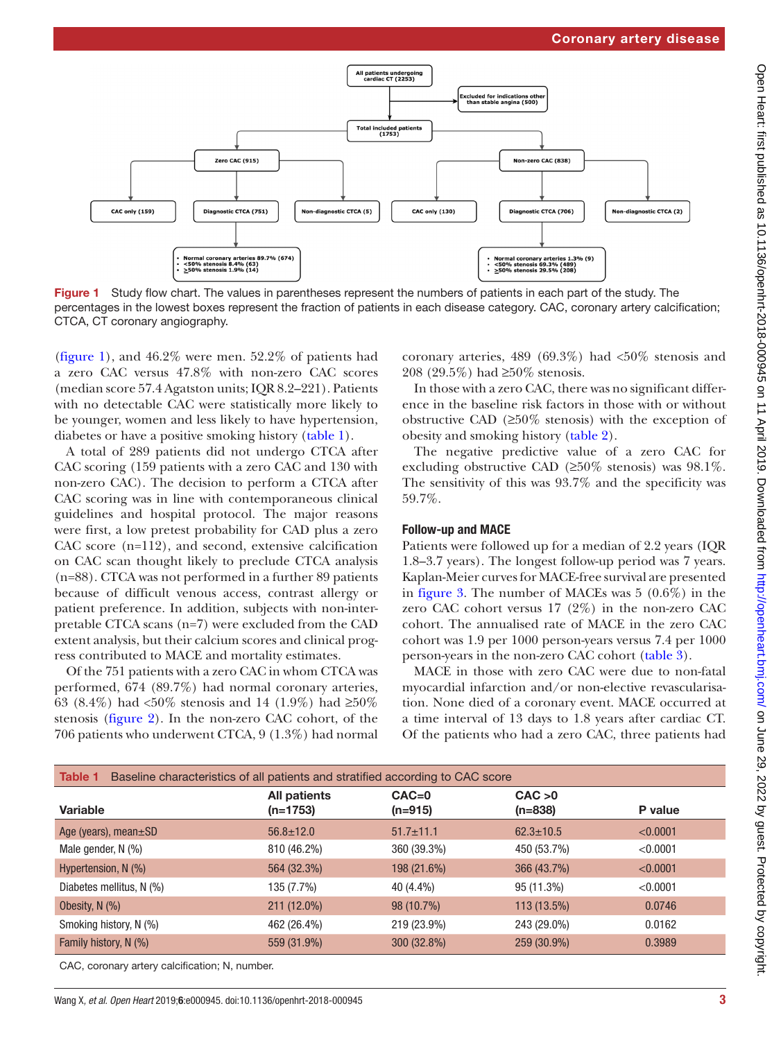Figure 1 Study flow chart. The values in parentheses represent the numbers of patients in each part of the study. The percentages in the lowest boxes represent the fraction of patients in each disease category. CAC, coronary artery calcification; CTCA, CT coronary angiography.

(figure 1), and 46.2% were men. 52.2% of patients had a zero CAC versus 47.8% with non-zero CAC scores (median score 57.4 Agatston units; IQR 8.2–221). Patients with no detectable CAC were statistically more likely to be younger, women and less likely to have hypertension, diabetes or have a positive smoking history (table 1).

A total of 289 patients did not undergo CTCA after CAC scoring (159 patients with a zero CAC and 130 with non-zero CAC). The decision to perform a CTCA after CAC scoring was in line with contemporaneous clinical guidelines and hospital protocol. The major reasons were first, a low pretest probability for CAD plus a zero CAC score (n=112), and second, extensive calcification on CAC scan thought likely to preclude CTCA analysis (n=88). CTCA was not performed in a further 89 patients because of difficult venous access, contrast allergy or patient preference. In addition, subjects with non-interpretable CTCA scans (n=7) were excluded from the CAD extent analysis, but their calcium scores and clinical progress contributed to MACE and mortality estimates.

Of the 751 patients with a zero CAC in whom CTCA was performed, 674 (89.7%) had normal coronary arteries, 63 (8.4%) had <50% stenosis and 14 (1.9%) had ≥50% stenosis (figure 2). In the non-zero CAC cohort, of the 706 patients who underwent CTCA, 9 (1.3%) had normal coronary arteries, 489 (69.3%) had <50% stenosis and 208 (29.5%) had ≥50% stenosis.

In those with a zero CAC, there was no significant difference in the baseline risk factors in those with or without obstructive CAD (≥50% stenosis) with the exception of obesity and smoking history (table 2).

The negative predictive value of a zero CAC for excluding obstructive CAD (≥50% stenosis) was 98.1%. The sensitivity of this was 93.7% and the specificity was 59.7%.

## Follow-up and MACE

Patients were followed up for a median of 2.2 years (IQR 1.8–3.7 years). The longest follow-up period was 7 years. Kaplan-Meier curves for MACE-free survival are presented in figure 3. The number of MACEs was 5 (0.6%) in the zero CAC cohort versus 17 (2%) in the non-zero CAC cohort. The annualised rate of MACE in the zero CAC cohort was 1.9 per 1000 person-years versus 7.4 per 1000 person-years in the non-zero CAC cohort (table 3).

MACE in those with zero CAC were due to non-fatal myocardial infarction and/or non-elective revascularisation. None died of a coronary event. MACE occurred at a time interval of 13 days to 1.8 years after cardiac CT. Of the patients who had a zero CAC, three patients had

Table 1 Baseline characteristics of all patients and stratified according to CAC score

| Variable | All patients (n=1753) | CAC=0 (n=915) | CAC >0 (n=838) | P value |
|---|---|---|---|---|
| Age (years), mean±SD | 56.8±12.0 | 51.7±11.1 | 62.3±10.5 | <0.0001 |
| Male gender, N (%) | 810 (46.2%) | 360 (39.3%) | 450 (53.7%) | <0.0001 |
| Hypertension, N (%) | 564 (32.3%) | 198 (21.6%) | 366 (43.7%) | <0.0001 |
| Diabetes mellitus, N (%) | 135 (7.7%) | 40 (4.4%) | 95 (11.3%) | <0.0001 |
| Obesity, N (%) | 211 (12.0%) | 98 (10.7%) | 113 (13.5%) | 0.0746 |
| Smoking history, N (%) | 462 (26.4%) | 219 (23.9%) | 243 (29.0%) | 0.0162 |
| Family history, N (%) | 559 (31.9%) | 300 (32.8%) | 259 (30.9%) | 0.3989 |

CAC, coronary artery calcification; N, number.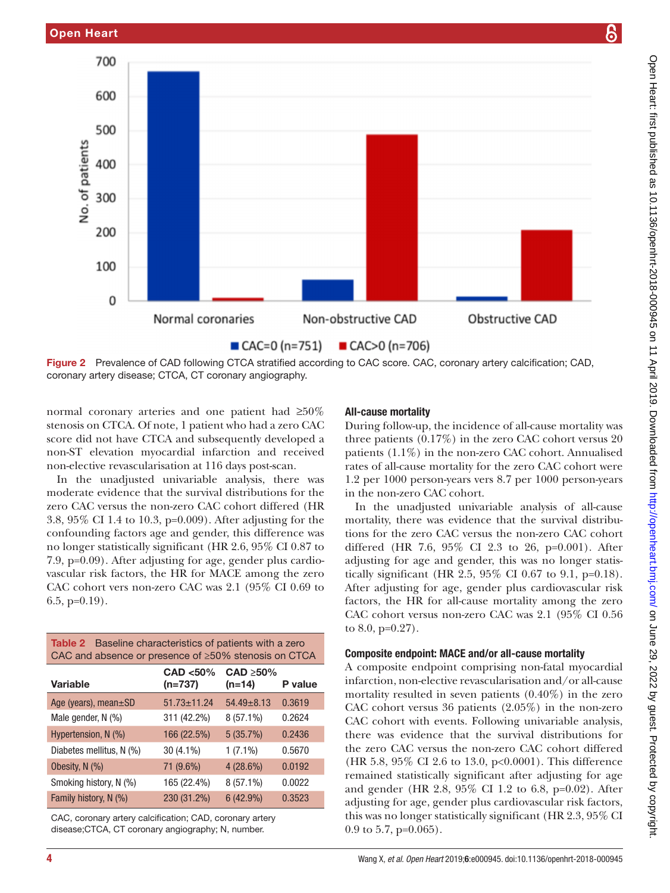**Figure 2** Prevalence of CAD following CTCA stratified according to CAC score. CAC, coronary artery calcification; CAD, coronary artery disease; CTCA, CT coronary angiography.

normal coronary arteries and one patient had ≥50% stenosis on CTCA. Of note, 1 patient who had a zero CAC score did not have CTCA and subsequently developed a non-ST elevation myocardial infarction and received non-elective revascularisation at 116 days post-scan.

In the unadjusted univariable analysis, there was moderate evidence that the survival distributions for the zero CAC versus the non-zero CAC cohort differed (HR 3.8, 95% CI 1.4 to 10.3, p=0.009). After adjusting for the confounding factors age and gender, this difference was no longer statistically significant (HR 2.6, 95% CI 0.87 to 7.9, p=0.09). After adjusting for age, gender plus cardiovascular risk factors, the HR for MACE among the zero CAC cohort vers non-zero CAC was 2.1 (95% CI 0.69 to 6.5, p=0.19).

**Table 2** Baseline characteristics of patients with a zero CAC and absence or presence of ≥50% stenosis on CTCA

| Variable | CAD <50% (n=737) | CAD ≥50% (n=14) | P value |
|---|---|---|---|
| Age (years), mean±SD | 51.73±11.24 | 54.49±8.13 | 0.3619 |
| Male gender, N (%) | 311 (42.2%) | 8 (57.1%) | 0.2624 |
| Hypertension, N (%) | 166 (22.5%) | 5 (35.7%) | 0.2436 |
| Diabetes mellitus, N (%) | 30 (4.1%) | 1 (7.1%) | 0.5670 |
| Obesity, N (%) | 71 (9.6%) | 4 (28.6%) | 0.0192 |
| Smoking history, N (%) | 165 (22.4%) | 8 (57.1%) | 0.0022 |
| Family history, N (%) | 230 (31.2%) | 6 (42.9%) | 0.3523 |

CAC, coronary artery calcification; CAD, coronary artery disease;CTCA, CT coronary angiography; N, number.

### All-cause mortality

During follow-up, the incidence of all-cause mortality was three patients (0.17%) in the zero CAC cohort versus 20 patients (1.1%) in the non-zero CAC cohort. Annualised rates of all-cause mortality for the zero CAC cohort were 1.2 per 1000 person-years vers 8.7 per 1000 person-years in the non-zero CAC cohort.

In the unadjusted univariable analysis of all-cause mortality, there was evidence that the survival distributions for the zero CAC versus the non-zero CAC cohort differed (HR 7.6, 95% CI 2.3 to 26, p=0.001). After adjusting for age and gender, this was no longer statistically significant (HR 2.5, 95% CI 0.67 to 9.1, p=0.18). After adjusting for age, gender plus cardiovascular risk factors, the HR for all-cause mortality among the zero CAC cohort versus non-zero CAC was 2.1 (95% CI 0.56 to 8.0, p=0.27).

### Composite endpoint: MACE and/or all-cause mortality

A composite endpoint comprising non-fatal myocardial infarction, non-elective revascularisation and/or all-cause mortality resulted in seven patients (0.40%) in the zero CAC cohort versus 36 patients (2.05%) in the non-zero CAC cohort with events. Following univariable analysis, there was evidence that the survival distributions for the zero CAC versus the non-zero CAC cohort differed (HR 5.8, 95% CI 2.6 to 13.0, p<0.0001). This difference remained statistically significant after adjusting for age and gender (HR 2.8, 95% CI 1.2 to 6.8, p=0.02). After adjusting for age, gender plus cardiovascular risk factors, this was no longer statistically significant (HR 2.3, 95% CI 0.9 to 5.7, p=0.065).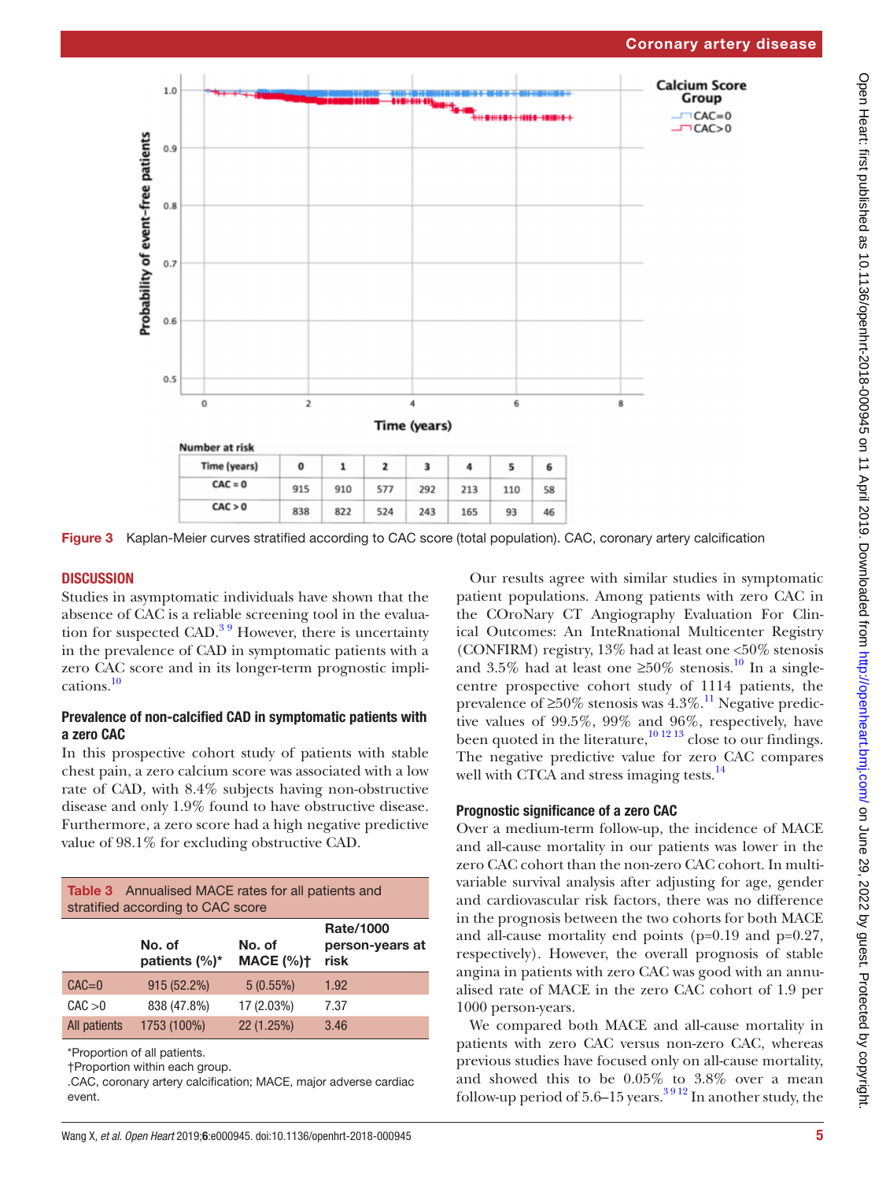| Number at risk | | | | | | | |
|---|---|---|---|---|---|---|---|
| Time (years) | 0 | 1 | 2 | 3 | 4 | 5 | 6 |
| CAC = 0 | 915 | 910 | 577 | 292 | 213 | 110 | 58 |
| CAC > 0 | 838 | 822 | 524 | 243 | 165 | 93 | 46 |

**Figure 3** Kaplan-Meier curves stratified according to CAC score (total population). CAC, coronary artery calcification

## DISCUSSION

Studies in asymptomatic individuals have shown that the absence of CAC is a reliable screening tool in the evaluation for suspected CAD.[3 9] However, there is uncertainty in the prevalence of CAD in symptomatic patients with a zero CAC score and in its longer-term prognostic implications.[10]

### Prevalence of non-calcified CAD in symptomatic patients with a zero CAC

In this prospective cohort study of patients with stable chest pain, a zero calcium score was associated with a low rate of CAD, with 8.4% subjects having non-obstructive disease and only 1.9% found to have obstructive disease. Furthermore, a zero score had a high negative predictive value of 98.1% for excluding obstructive CAD.

**Table 3** Annualised MACE rates for all patients and stratified according to CAC score

| | No. of patients (%)* | No. of MACE (%)† | Rate/1000 person-years at risk |
|---|---|---|---|
| CAC=0 | 915 (52.2%) | 5 (0.55%) | 1.92 |
| CAC >0 | 838 (47.8%) | 17 (2.03%) | 7.37 |
| All patients | 1753 (100%) | 22 (1.25%) | 3.46 |

*Proportion of all patients.
†Proportion within each group.
.CAC, coronary artery calcification; MACE, major adverse cardiac event.

Our results agree with similar studies in symptomatic patient populations. Among patients with zero CAC in the COroNary CT Angiography Evaluation For Clinical Outcomes: An InteRnational Multicenter Registry (CONFIRM) registry, 13% had at least one <50% stenosis and 3.5% had at least one ≥50% stenosis.[10] In a single-centre prospective cohort study of 1114 patients, the prevalence of ≥50% stenosis was 4.3%.[11] Negative predictive values of 99.5%, 99% and 96%, respectively, have been quoted in the literature,[10 12 13] close to our findings. The negative predictive value for zero CAC compares well with CTCA and stress imaging tests.[14]

### Prognostic significance of a zero CAC

Over a medium-term follow-up, the incidence of MACE and all-cause mortality in our patients was lower in the zero CAC cohort than the non-zero CAC cohort. In multivariable survival analysis after adjusting for age, gender and cardiovascular risk factors, there was no difference in the prognosis between the two cohorts for both MACE and all-cause mortality end points (p=0.19 and p=0.27, respectively). However, the overall prognosis of stable angina in patients with zero CAC was good with an annualised rate of MACE in the zero CAC cohort of 1.9 per 1000 person-years.

We compared both MACE and all-cause mortality in patients with zero CAC versus non-zero CAC, whereas previous studies have focused only on all-cause mortality, and showed this to be 0.05% to 3.8% over a mean follow-up period of 5.6–15 years.[3 9 12] In another study, the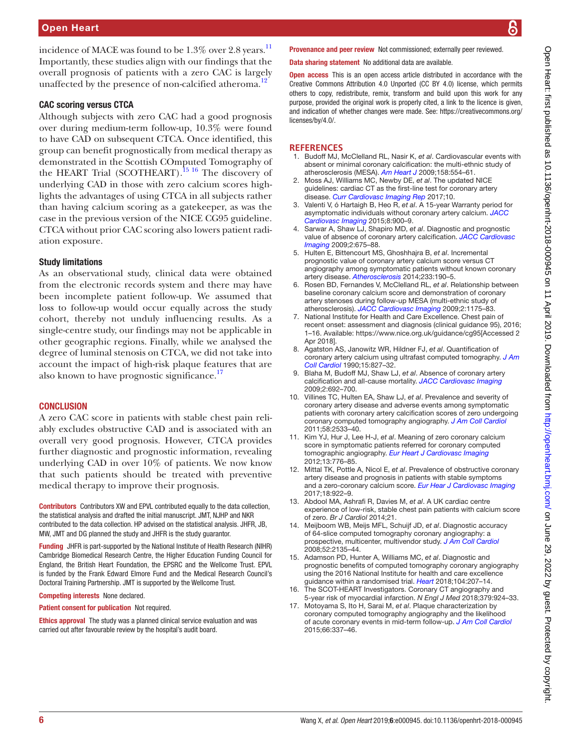incidence of MACE was found to be 1.3% over 2.8 years.[11] Importantly, these studies align with our findings that the overall prognosis of patients with a zero CAC is largely unaffected by the presence of non-calcified atheroma.[12]

### CAC scoring versus CTCA

Although subjects with zero CAC had a good prognosis over during medium-term follow-up, 10.3% were found to have CAD on subsequent CTCA. Once identified, this group can benefit prognostically from medical therapy as demonstrated in the Scottish COmputed Tomography of the HEART Trial (SCOTHEART).[15 16] The discovery of underlying CAD in those with zero calcium scores highlights the advantages of using CTCA in all subjects rather than having calcium scoring as a gatekeeper, as was the case in the previous version of the NICE CG95 guideline. CTCA without prior CAC scoring also lowers patient radiation exposure.

### Study limitations

As an observational study, clinical data were obtained from the electronic records system and there may have been incomplete patient follow-up. We assumed that loss to follow-up would occur equally across the study cohort, thereby not unduly influencing results. As a single-centre study, our findings may not be applicable in other geographic regions. Finally, while we analysed the degree of luminal stenosis on CTCA, we did not take into account the impact of high-risk plaque features that are also known to have prognostic significance.[17]

## CONCLUSION

A zero CAC score in patients with stable chest pain reliably excludes obstructive CAD and is associated with an overall very good prognosis. However, CTCA provides further diagnostic and prognostic information, revealing underlying CAD in over 10% of patients. We now know that such patients should be treated with preventive medical therapy to improve their prognosis.

**Contributors** Contributors XW and EPVL contributed equally to the data collection, the statistical analysis and drafted the initial manuscript. JMT, NJHP and NKR contributed to the data collection. HP advised on the statistical analysis. JHFR, JB, MW, JMT and DG planned the study and JHFR is the study guarantor.

**Funding** JHFR is part-supported by the National Institute of Health Research (NIHR) Cambridge Biomedical Research Centre, the Higher Education Funding Council for England, the British Heart Foundation, the EPSRC and the Wellcome Trust. EPVL is funded by the Frank Edward Elmore Fund and the Medical Research Council's Doctoral Training Partnership. JMT is supported by the Wellcome Trust.

**Competing interests** None declared.

**Patient consent for publication** Not required.

**Ethics approval** The study was a planned clinical service evaluation and was carried out after favourable review by the hospital's audit board.

**Provenance and peer review** Not commissioned; externally peer reviewed.

**Data sharing statement** No additional data are available.

**Open access** This is an open access article distributed in accordance with the Creative Commons Attribution 4.0 Unported (CC BY 4.0) license, which permits others to copy, redistribute, remix, transform and build upon this work for any purpose, provided the original work is properly cited, a link to the licence is given, and indication of whether changes were made. See: https://creativecommons.org/licenses/by/4.0/.

## REFERENCES

1. Budoff MJ, McClelland RL, Nasir K, *et al*. Cardiovascular events with absent or minimal coronary calcification: the multi-ethnic study of atherosclerosis (MESA). *Am Heart J* 2009;158:554–61.
2. Moss AJ, Williams MC, Newby DE, *et al*. The updated NICE guidelines: cardiac CT as the first-line test for coronary artery disease. *Curr Cardiovasc Imaging Rep* 2017;10.
3. Valenti V, ó Hartaigh B, Heo R, *et al*. A 15-year Warranty period for asymptomatic individuals without coronary artery calcium. *JACC Cardiovasc Imaging* 2015;8:900–9.
4. Sarwar A, Shaw LJ, Shapiro MD, *et al*. Diagnostic and prognostic value of absence of coronary artery calcification. *JACC Cardiovasc Imaging* 2009;2:675–88.
5. Hulten E, Bittencourt MS, Ghoshhajra B, *et al*. Incremental prognostic value of coronary artery calcium score versus CT angiography among symptomatic patients without known coronary artery disease. *Atherosclerosis* 2014;233:190–5.
6. Rosen BD, Fernandes V, McClelland RL, *et al*. Relationship between baseline coronary calcium score and demonstration of coronary artery stenoses during follow-up MESA (multi-ethnic study of atherosclerosis). *JACC Cardiovasc Imaging* 2009;2:1175–83.
7. National Institute for Health and Care Excellence. Chest pain of recent onset: assessment and diagnosis (clinical guidance 95), 2016; 1–16. Available: https://www.nice.org.uk/guidance/cg95[Accessed 2 Apr 2018].
8. Agatston AS, Janowitz WR, Hildner FJ, *et al*. Quantification of coronary artery calcium using ultrafast computed tomography. *J Am Coll Cardiol* 1990;15:827–32.
9. Blaha M, Budoff MJ, Shaw LJ, *et al*. Absence of coronary artery calcification and all-cause mortality. *JACC Cardiovasc Imaging* 2009;2:692–700.
10. Villines TC, Hulten EA, Shaw LJ, *et al*. Prevalence and severity of coronary artery disease and adverse events among symptomatic patients with coronary artery calcification scores of zero undergoing coronary computed tomography angiography. *J Am Coll Cardiol* 2011;58:2533–40.
11. Kim YJ, Hur J, Lee H-J, *et al*. Meaning of zero coronary calcium score in symptomatic patients referred for coronary computed tomographic angiography. *Eur Heart J Cardiovasc Imaging* 2012;13:776–85.
12. Mittal TK, Pottle A, Nicol E, *et al*. Prevalence of obstructive coronary artery disease and prognosis in patients with stable symptoms and a zero-coronary calcium score. *Eur Hear J Cardiovasc Imaging* 2017;18:922–9.
13. Abdool MA, Ashrafi R, Davies M, *et al*. A UK cardiac centre experience of low-risk, stable chest pain patients with calcium score of zero. *Br J Cardiol* 2014;21.
14. Meijboom WB, Meijs MFL, Schuijf JD, *et al*. Diagnostic accuracy of 64-slice computed tomography coronary angiography: a prospective, multicenter, multivendor study. *J Am Coll Cardiol* 2008;52:2135–44.
15. Adamson PD, Hunter A, Williams MC, *et al*. Diagnostic and prognostic benefits of computed tomography coronary angiography using the 2016 National Institute for health and care excellence guidance within a randomised trial. *Heart* 2018;104:207–14.
16. The SCOT-HEART Investigators. Coronary CT angiography and 5-year risk of myocardial infarction. *N Engl J Med* 2018;379:924–33.
17. Motoyama S, Ito H, Sarai M, *et al*. Plaque characterization by coronary computed tomography angiography and the likelihood of acute coronary events in mid-term follow-up. *J Am Coll Cardiol* 2015;66:337–46.